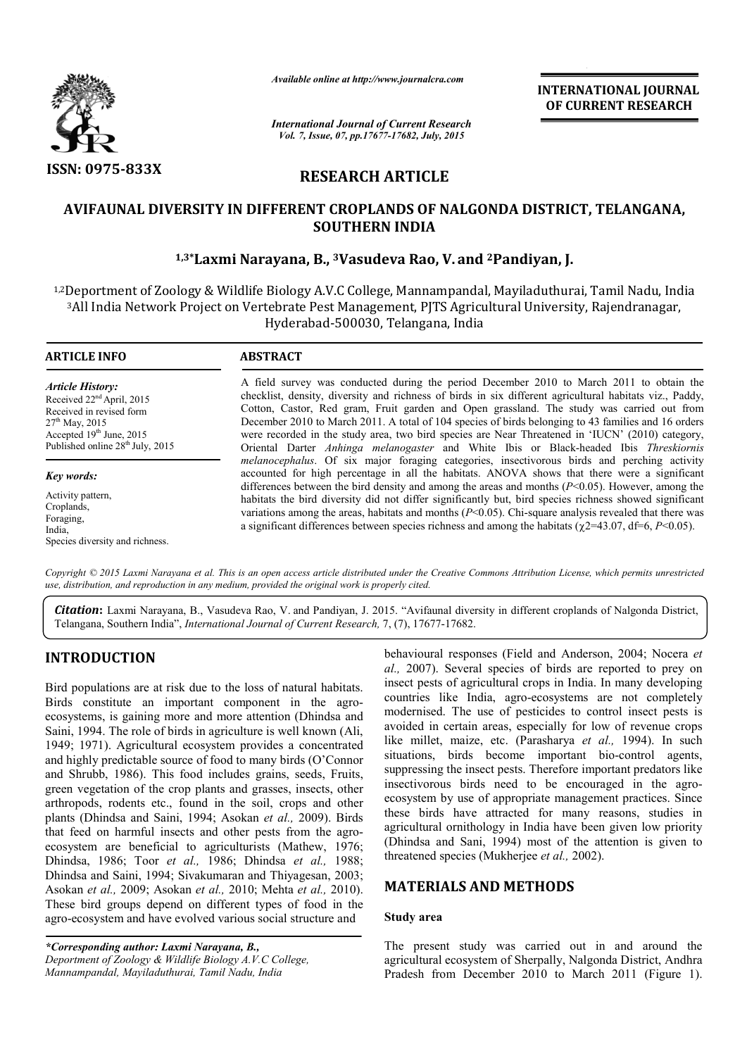ISSN: 0975-833X

*Available online at http://www.journalcra.com*

*International Journal of Current Research*
*Vol. 7, Issue, 07, pp.17677-17682, July, 2015*

**INTERNATIONAL JOURNAL OF CURRENT RESEARCH**

# RESEARCH ARTICLE

# AVIFAUNAL DIVERSITY IN DIFFERENT CROPLANDS OF NALGONDA DISTRICT, TELANGANA, SOUTHERN INDIA

**[1,3]*Laxmi Narayana, B., [3]Vasudeva Rao, V. and [2]Pandiyan, J.**

[1,2]Deportment of Zoology & Wildlife Biology A.V.C College, Mannampandal, Mayiladuthurai, Tamil Nadu, India
[3]All India Network Project on Vertebrate Pest Management, PJTS Agricultural University, Rajendranagar, Hyderabad-500030, Telangana, India

## ARTICLE INFO

*Article History:*
Received 22[nd] April, 2015
Received in revised form
27[th] May, 2015
Accepted 19[th] June, 2015
Published online 28[th] July, 2015

*Key words:*
Activity pattern,
Croplands,
Foraging,
India,
Species diversity and richness.

## ABSTRACT

A field survey was conducted during the period December 2010 to March 2011 to obtain the checklist, density, diversity and richness of birds in six different agricultural habitats viz., Paddy, Cotton, Castor, Red gram, Fruit garden and Open grassland. The study was carried out from December 2010 to March 2011. A total of 104 species of birds belonging to 43 families and 16 orders were recorded in the study area, two bird species are Near Threatened in 'IUCN' (2010) category, Oriental Darter *Anhinga melanogaster* and White Ibis or Black-headed Ibis *Threskiornis melanocephalus*. Of six major foraging categories, insectivorous birds and perching activity accounted for high percentage in all the habitats. ANOVA shows that there were a significant differences between the bird density and among the areas and months ($P<0.05$). However, among the habitats the bird diversity did not differ significantly but, bird species richness showed significant variations among the areas, habitats and months ($P<0.05$). Chi-square analysis revealed that there was a significant differences between species richness and among the habitats ($\chi 2=43.07$, df=6, $P<0.05$).

*Copyright © 2015 Laxmi Narayana et al. This is an open access article distributed under the Creative Commons Attribution License, which permits unrestricted use, distribution, and reproduction in any medium, provided the original work is properly cited.*

***Citation*:** Laxmi Narayana, B., Vasudeva Rao, V. and Pandiyan, J. 2015. "Avifaunal diversity in different croplands of Nalgonda District, Telangana, Southern India", *International Journal of Current Research*, 7, (7), 17677-17682.

## INTRODUCTION

Bird populations are at risk due to the loss of natural habitats. Birds constitute an important component in the agro-ecosystems, is gaining more and more attention (Dhindsa and Saini, 1994. The role of birds in agriculture is well known (Ali, 1949; 1971). Agricultural ecosystem provides a concentrated and highly predictable source of food to many birds (O'Connor and Shrubb, 1986). This food includes grains, seeds, Fruits, green vegetation of the crop plants and grasses, insects, other arthropods, rodents etc., found in the soil, crops and other plants (Dhindsa and Saini, 1994; Asokan *et al.,* 2009). Birds that feed on harmful insects and other pests from the agro-ecosystem are beneficial to agriculturists (Mathew, 1976; Dhindsa, 1986; Toor *et al.,* 1986; Dhindsa *et al.,* 1988; Dhindsa and Saini, 1994; Sivakumaran and Thiyagesan, 2003; Asokan *et al.,* 2009; Asokan *et al.,* 2010; Mehta *et al.,* 2010). These bird groups depend on different types of food in the agro-ecosystem and have evolved various social structure and behavioural responses (Field and Anderson, 2004; Nocera *et al.,* 2007). Several species of birds are reported to prey on insect pests of agricultural crops in India. In many developing countries like India, agro-ecosystems are not completely modernised. The use of pesticides to control insect pests is avoided in certain areas, especially for low of revenue crops like millet, maize, etc. (Parasharya *et al.,* 1994). In such situations, birds become important bio-control agents, suppressing the insect pests. Therefore important predators like insectivorous birds need to be encouraged in the agro-ecosystem by use of appropriate management practices. Since these birds have attracted for many reasons, studies in agricultural ornithology in India have been given low priority (Dhindsa and Sani, 1994) most of the attention is given to threatened species (Mukherjee *et al.,* 2002).

*\*Corresponding author: Laxmi Narayana, B.,*
*Department of Zoology & Wildlife Biology A.V.C College, Mannampandal, Mayiladuthurai, Tamil Nadu, India*

## MATERIALS AND METHODS

### Study area

The present study was carried out in and around the agricultural ecosystem of Sherpally, Nalgonda District, Andhra Pradesh from December 2010 to March 2011 (Figure 1).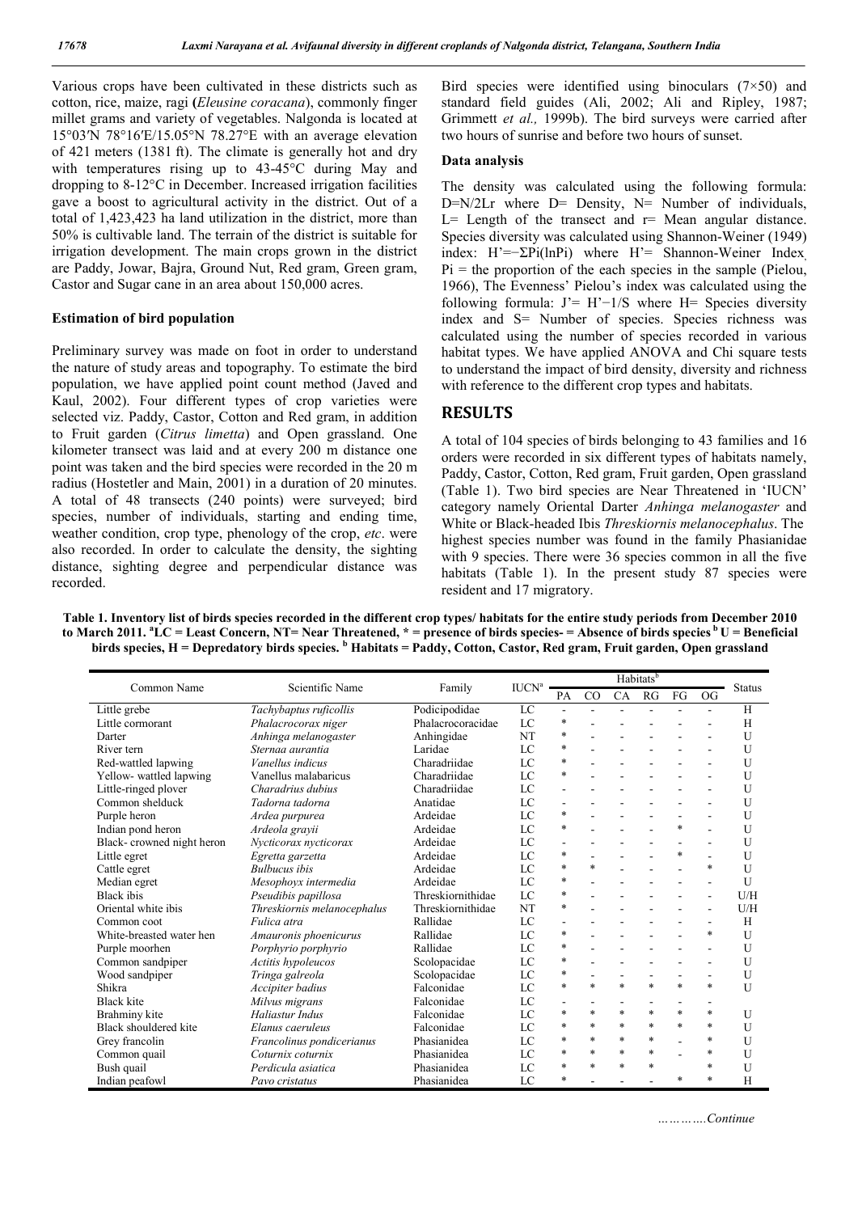Various crops have been cultivated in these districts such as cotton, rice, maize, ragi (*Eleusine coracana*), commonly finger millet grams and variety of vegetables. Nalgonda is located at 15°03′N 78°16′E/15.05°N 78.27°E with an average elevation of 421 meters (1381 ft). The climate is generally hot and dry with temperatures rising up to 43-45°C during May and dropping to 8-12°C in December. Increased irrigation facilities gave a boost to agricultural activity in the district. Out of a total of 1,423,423 ha land utilization in the district, more than 50% is cultivable land. The terrain of the district is suitable for irrigation development. The main crops grown in the district are Paddy, Jowar, Bajra, Ground Nut, Red gram, Green gram, Castor and Sugar cane in an area about 150,000 acres.

### Estimation of bird population

Preliminary survey was made on foot in order to understand the nature of study areas and topography. To estimate the bird population, we have applied point count method (Javed and Kaul, 2002). Four different types of crop varieties were selected viz. Paddy, Castor, Cotton and Red gram, in addition to Fruit garden (*Citrus limetta*) and Open grassland. One kilometer transect was laid and at every 200 m distance one point was taken and the bird species were recorded in the 20 m radius (Hostetler and Main, 2001) in a duration of 20 minutes. A total of 48 transects (240 points) were surveyed; bird species, number of individuals, starting and ending time, weather condition, crop type, phenology of the crop, *etc*. were also recorded. In order to calculate the density, the sighting distance, sighting degree and perpendicular distance was recorded.

Bird species were identified using binoculars (7×50) and standard field guides (Ali, 2002; Ali and Ripley, 1987; Grimmett *et al.,* 1999b). The bird surveys were carried after two hours of sunrise and before two hours of sunset.

### Data analysis

The density was calculated using the following formula: $D=N/2Lr$ where D= Density, N= Number of individuals, L= Length of the transect and r= Mean angular distance. Species diversity was calculated using Shannon-Weiner (1949) index: $H'=-\Sigma Pi(\ln Pi)$ where H'= Shannon-Weiner Index, Pi = the proportion of the each species in the sample (Pielou, 1966), The Evenness' Pielou's index was calculated using the following formula: $J'= H'-1/S$ where H= Species diversity index and S= Number of species. Species richness was calculated using the number of species recorded in various habitat types. We have applied ANOVA and Chi square tests to understand the impact of bird density, diversity and richness with reference to the different crop types and habitats.

## RESULTS

A total of 104 species of birds belonging to 43 families and 16 orders were recorded in six different types of habitats namely, Paddy, Castor, Cotton, Red gram, Fruit garden, Open grassland (Table 1). Two bird species are Near Threatened in 'IUCN' category namely Oriental Darter *Anhinga melanogaster* and White or Black-headed Ibis *Threskiornis melanocephalus*. The highest species number was found in the family Phasianidae with 9 species. There were 36 species common in all the five habitats (Table 1). In the present study 87 species were resident and 17 migratory.

**Table 1. Inventory list of birds species recorded in the different crop types/ habitats for the entire study periods from December 2010 to March 2011. [a]LC = Least Concern, NT= Near Threatened, * = presence of birds species- = Absence of birds species [b] U = Beneficial birds species, H = Depredatory birds species. [b] Habitats = Paddy, Cotton, Castor, Red gram, Fruit garden, Open grassland**

| Common Name | Scientific Name | Family | IUCN[a] | Habitats[b] | | | | | | Status |
|---|---|---|---|---|---|---|---|---|---|---|
| | | | | PA | CO | CA | RG | FG | OG | |
| Little grebe | *Tachybaptus ruficollis* | Podicipodidae | LC | - | - | - | - | - | - | H |
| Little cormorant | *Phalacrocorax niger* | Phalacrocoracidae | LC | * | - | - | - | - | - | H |
| Darter | *Anhinga melanogaster* | Anhingidae | NT | * | - | - | - | - | - | U |
| River tern | *Sternaa aurantia* | Laridae | LC | * | - | - | - | - | - | U |
| Red-wattled lapwing | *Vanellus indicus* | Charadriidae | LC | * | - | - | - | - | - | U |
| Yellow- wattled lapwing | Vanellus malabaricus | Charadriidae | LC | * | - | - | - | - | - | U |
| Little-ringed plover | *Charadrius dubius* | Charadriidae | LC | - | - | - | - | - | - | U |
| Common shelduck | *Tadorna tadorna* | Anatidae | LC | - | - | - | - | - | - | U |
| Purple heron | *Ardea purpurea* | Ardeidae | LC | * | - | - | - | - | - | U |
| Indian pond heron | *Ardeola grayii* | Ardeidae | LC | * | - | - | - | * | - | U |
| Black- crowned night heron | *Nycticorax nycticorax* | Ardeidae | LC | - | - | - | - | - | - | U |
| Little egret | *Egretta garzetta* | Ardeidae | LC | * | - | - | - | * | - | U |
| Cattle egret | *Bulbucus ibis* | Ardeidae | LC | * | * | - | - | - | * | U |
| Median egret | *Mesophoyx intermedia* | Ardeidae | LC | * | - | - | - | - | - | U |
| Black ibis | *Pseudibis papillosa* | Threskiornithidae | LC | * | - | - | - | - | - | U/H |
| Oriental white ibis | *Threskiornis melanocephalus* | Threskiornithidae | NT | * | - | - | - | - | - | U/H |
| Common coot | *Fulica atra* | Rallidae | LC | - | - | - | - | - | - | H |
| White-breasted water hen | *Amauronis phoenicurus* | Rallidae | LC | * | - | - | - | - | * | U |
| Purple moorhen | *Porphyrio porphyrio* | Rallidae | LC | * | - | - | - | - | - | U |
| Common sandpiper | *Actitis hypoleucos* | Scolopacidae | LC | * | - | - | - | - | - | U |
| Wood sandpiper | *Tringa galreola* | Scolopacidae | LC | * | - | - | - | - | - | U |
| Shikra | *Accipiter badius* | Falconidae | LC | * | * | * | * | * | * | U |
| Black kite | *Milvus migrans* | Falconidae | LC | - | - | - | - | - | - | |
| Brahminy kite | *Haliastur Indus* | Falconidae | LC | * | * | * | * | * | * | U |
| Black shouldered kite | *Elanus caeruleus* | Falconidae | LC | * | * | * | * | * | * | U |
| Grey francolin | *Francolinus pondicerianus* | Phasianidea | LC | * | * | * | * | - | * | U |
| Common quail | *Coturnix coturnix* | Phasianidea | LC | * | * | * | * | - | * | U |
| Bush quail | *Perdicula asiatica* | Phasianidea | LC | * | * | * | * | | * | U |
| Indian peafowl | *Pavo cristatus* | Phasianidea | LC | * | - | - | - | * | * | H |

*………….Continue*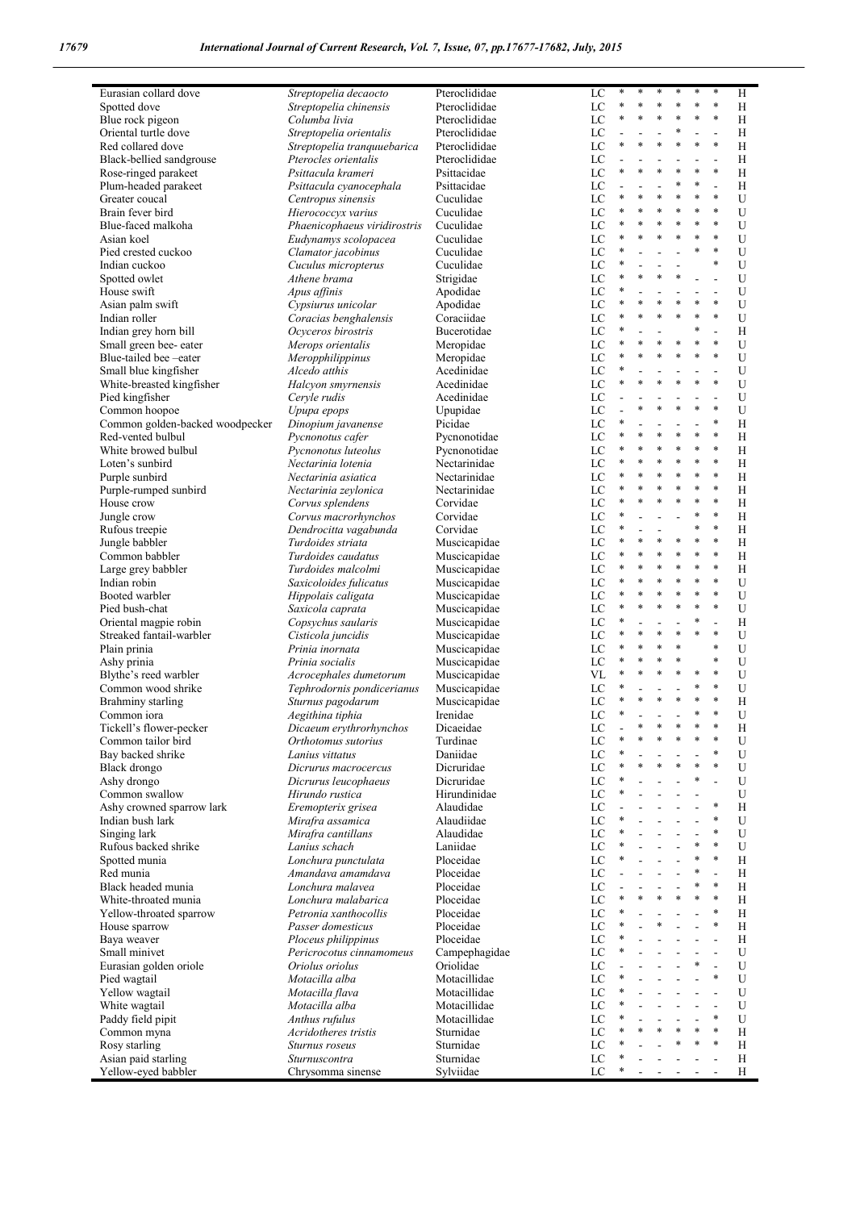| | | | | | | | | | | | |
|---|---|---|---|---|---|---|---|---|---|---|---|
| Eurasian collard dove | *Streptopelia decaocto* | Pteroclididae | LC | * | * | * | * | * | * | * | H |
| Spotted dove | *Streptopelia chinensis* | Pteroclididae | LC | * | * | * | * | * | * | * | H |
| Blue rock pigeon | *Columba livia* | Pteroclididae | LC | * | * | * | * | * | * | * | H |
| Oriental turtle dove | *Streptopelia orientalis* | Pteroclididae | LC | - | - | - | - | * | - | - | H |
| Red collared dove | *Streptopelia tranquuebarica* | Pteroclididae | LC | * | * | * | * | * | * | * | H |
| Black-bellied sandgrouse | *Pterocles orientalis* | Pteroclididae | LC | - | - | - | - | - | - | - | H |
| Rose-ringed parakeet | *Psittacula krameri* | Psittacidae | LC | * | * | * | * | * | * | * | H |
| Plum-headed parakeet | *Psittacula cyanocephala* | Psittacidae | LC | - | - | - | - | * | * | - | H |
| Greater coucal | *Centropus sinensis* | Cuculidae | LC | * | * | * | * | * | * | * | U |
| Brain fever bird | *Hierococcyx varius* | Cuculidae | LC | * | * | * | * | * | * | * | U |
| Blue-faced malkoha | *Phaenicophaeus viridirostris* | Cuculidae | LC | * | * | * | * | * | * | * | U |
| Asian koel | *Eudynamys scolopacea* | Cuculidae | LC | * | * | * | * | * | * | * | U |
| Pied crested cuckoo | *Clamator jacobinus* | Cuculidae | LC | * | - | - | - | - | * | * | U |
| Indian cuckoo | *Cuculus micropterus* | Cuculidae | LC | * | - | - | - | | | * | U |
| Spotted owlet | *Athene brama* | Strigidae | LC | * | * | * | * | | - | - | U |
| House swift | *Apus affinis* | Apodidae | LC | * | - | - | - | - | - | - | U |
| Asian palm swift | *Cypsiurus unicolar* | Apodidae | LC | * | * | * | * | * | * | * | U |
| Indian roller | *Coracias benghalensis* | Coraciidae | LC | * | * | * | * | * | * | * | U |
| Indian grey horn bill | *Ocyceros birostris* | Bucerotidae | LC | * | - | - | | | * | - | H |
| Small green bee- eater | *Merops orientalis* | Meropidae | LC | * | * | * | * | * | * | * | U |
| Blue-tailed bee –eater | *Meropphilippinus* | Meropidae | LC | * | * | * | * | * | * | * | U |
| Small blue kingfisher | *Alcedo atthis* | Acedinidae | LC | * | - | - | - | - | - | - | U |
| White-breasted kingfisher | *Halcyon smyrnensis* | Acedinidae | LC | * | * | * | * | * | * | * | U |
| Pied kingfisher | *Ceryle rudis* | Acedinidae | LC | - | - | - | - | - | - | - | U |
| Common hoopoe | *Upupa epops* | Upupidae | LC | - | * | * | * | * | * | * | U |
| Common golden-backed woodpecker | *Dinopium javanense* | Picidae | LC | * | - | - | - | - | - | * | H |
| Red-vented bulbul | *Pycnonotus cafer* | Pycnonotidae | LC | * | * | * | * | * | * | * | H |
| White browed bulbul | *Pycnonotus luteolus* | Pycnonotidae | LC | * | * | * | * | * | * | * | H |
| Loten's sunbird | *Nectarinia lotenia* | Nectarinidae | LC | * | * | * | * | * | * | * | H |
| Purple sunbird | *Nectarinia asiatica* | Nectarinidae | LC | * | * | * | * | * | * | * | H |
| Purple-rumped sunbird | *Nectarinia zeylonica* | Nectarinidae | LC | * | * | * | * | * | * | * | H |
| House crow | *Corvus splendens* | Corvidae | LC | * | * | * | * | * | * | * | H |
| Jungle crow | *Corvus macrorhynchos* | Corvidae | LC | * | - | - | - | | * | * | H |
| Rufous treepie | *Dendrocitta vagabunda* | Corvidae | LC | * | - | - | | | * | * | H |
| Jungle babbler | *Turdoides striata* | Muscicapidae | LC | * | * | * | * | * | * | * | H |
| Common babbler | *Turdoides caudatus* | Muscicapidae | LC | * | * | * | * | * | * | * | H |
| Large grey babbler | *Turdoides malcolmi* | Muscicapidae | LC | * | * | * | * | * | * | * | H |
| Indian robin | *Saxicoloides fulicatus* | Muscicapidae | LC | * | * | * | * | * | * | * | U |
| Booted warbler | *Hippolais caligata* | Muscicapidae | LC | * | * | * | * | * | * | * | U |
| Pied bush-chat | *Saxicola caprata* | Muscicapidae | LC | * | * | * | * | * | * | * | U |
| Oriental magpie robin | *Copsychus saularis* | Muscicapidae | LC | * | - | - | - | - | * | - | H |
| Streaked fantail-warbler | *Cisticola juncidis* | Muscicapidae | LC | * | * | * | * | * | * | * | U |
| Plain prinia | *Prinia inornata* | Muscicapidae | LC | * | * | * | * | | | * | U |
| Ashy prinia | *Prinia socialis* | Muscicapidae | LC | * | * | * | * | | | * | U |
| Blythe's reed warbler | *Acrocephales dumetorum* | Muscicapidae | VL | * | * | * | * | * | * | * | U |
| Common wood shrike | *Tephrodornis pondicerianus* | Muscicapidae | LC | * | - | - | - | - | * | * | U |
| Brahminy starling | *Sturnus pagodarum* | Muscicapidae | LC | * | * | * | * | * | * | * | H |
| Common iora | *Aegithina tiphia* | Irenidae | LC | * | - | - | - | - | * | * | U |
| Tickell's flower-pecker | *Dicaeum erythrorhynchos* | Dicaeidae | LC | - | * | * | * | * | * | * | H |
| Common tailor bird | *Orthotomus sutorius* | Turdinae | LC | * | * | * | * | * | * | * | U |
| Bay backed shrike | *Lanius vittatus* | Daniidae | LC | * | - | - | - | - | - | * | U |
| Black drongo | *Dicrurus macrocercus* | Dicruridae | LC | * | * | * | * | * | * | * | U |
| Ashy drongo | *Dicrurus leucophaeus* | Dicruridae | LC | * | - | - | - | - | * | - | U |
| Common swallow | *Hirundo rustica* | Hirundinidae | LC | * | - | - | - | - | - | | U |
| Ashy crowned sparrow lark | *Eremopterix grisea* | Alaudidae | LC | - | - | - | - | - | - | * | H |
| Indian bush lark | *Mirafra assamica* | Alaudiidae | LC | * | - | - | - | - | - | * | U |
| Singing lark | *Mirafra cantillans* | Alaudidae | LC | * | - | - | - | - | - | * | U |
| Rufous backed shrike | *Lanius schach* | Laniidae | LC | * | - | - | - | - | * | * | U |
| Spotted munia | *Lonchura punctulata* | Ploceidae | LC | * | - | - | - | - | * | * | H |
| Red munia | *Amandava amamdava* | Ploceidae | LC | - | - | - | - | - | * | - | H |
| Black headed munia | *Lonchura malavea* | Ploceidae | LC | - | - | - | - | - | * | * | H |
| White-throated munia | *Lonchura malabarica* | Ploceidae | LC | * | * | * | * | * | * | * | H |
| Yellow-throated sparrow | *Petronia xanthocollis* | Ploceidae | LC | * | - | - | - | - | - | * | H |
| House sparrow | *Passer domesticus* | Ploceidae | LC | * | - | * | - | - | - | * | H |
| Baya weaver | *Ploceus philippinus* | Ploceidae | LC | * | - | - | - | - | - | - | H |
| Small minivet | *Pericrocotus cinnamomeus* | Campephagidae | LC | * | - | - | - | - | - | - | U |
| Eurasian golden oriole | *Oriolus oriolus* | Oriolidae | LC | - | - | - | - | - | * | - | U |
| Pied wagtail | *Motacilla alba* | Motacillidae | LC | * | - | - | - | - | - | * | U |
| Yellow wagtail | *Motacilla flava* | Motacillidae | LC | * | - | - | - | - | - | - | U |
| White wagtail | *Motacilla alba* | Motacillidae | LC | * | - | - | - | - | - | - | U |
| Paddy field pipit | *Anthus rufulus* | Motacillidae | LC | * | - | - | - | - | - | * | U |
| Common myna | *Acridotheres tristis* | Sturnidae | LC | * | * | * | * | * | * | * | H |
| Rosy starling | *Sturnus roseus* | Sturnidae | LC | * | - | - | - | * | * | * | H |
| Asian paid starling | *Sturnuscontra* | Sturnidae | LC | * | - | - | - | - | - | - | H |
| Yellow-eyed babbler | Chrysomma sinense | Sylviidae | LC | * | - | - | - | - | - | - | H |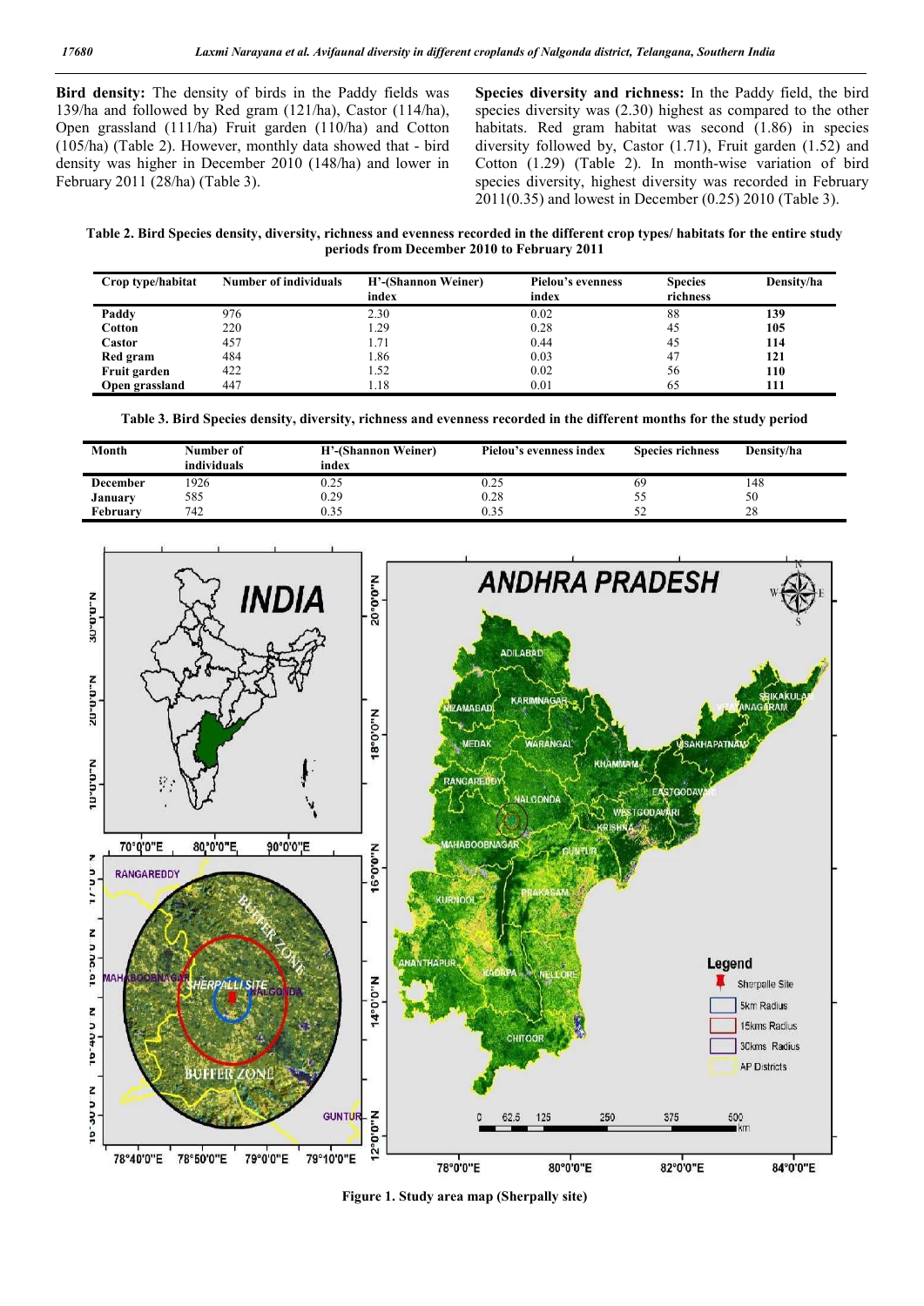**Bird density:** The density of birds in the Paddy fields was 139/ha and followed by Red gram (121/ha), Castor (114/ha), Open grassland (111/ha) Fruit garden (110/ha) and Cotton (105/ha) (Table 2). However, monthly data showed that - bird density was higher in December 2010 (148/ha) and lower in February 2011 (28/ha) (Table 3).

**Species diversity and richness:** In the Paddy field, the bird species diversity was (2.30) highest as compared to the other habitats. Red gram habitat was second (1.86) in species diversity followed by, Castor (1.71), Fruit garden (1.52) and Cotton (1.29) (Table 2). In month-wise variation of bird species diversity, highest diversity was recorded in February 2011(0.35) and lowest in December (0.25) 2010 (Table 3).

**Table 2. Bird Species density, diversity, richness and evenness recorded in the different crop types/ habitats for the entire study periods from December 2010 to February 2011**

| Crop type/habitat | Number of individuals | H'-(Shannon Weiner) index | Pielou's evenness index | Species richness | Density/ha |
|---|---|---|---|---|---|
| **Paddy** | 976 | 2.30 | 0.02 | 88 | **139** |
| **Cotton** | 220 | 1.29 | 0.28 | 45 | **105** |
| **Castor** | 457 | 1.71 | 0.44 | 45 | **114** |
| **Red gram** | 484 | 1.86 | 0.03 | 47 | **121** |
| **Fruit garden** | 422 | 1.52 | 0.02 | 56 | **110** |
| **Open grassland** | 447 | 1.18 | 0.01 | 65 | **111** |

**Table 3. Bird Species density, diversity, richness and evenness recorded in the different months for the study period**

| Month | Number of individuals | H'-(Shannon Weiner) index | Pielou's evenness index | Species richness | Density/ha |
|---|---|---|---|---|---|
| **December** | 1926 | 0.25 | 0.25 | 69 | 148 |
| **January** | 585 | 0.29 | 0.28 | 55 | 50 |
| **February** | 742 | 0.35 | 0.35 | 52 | 28 |

**Figure 1. Study area map (Sherpally site)**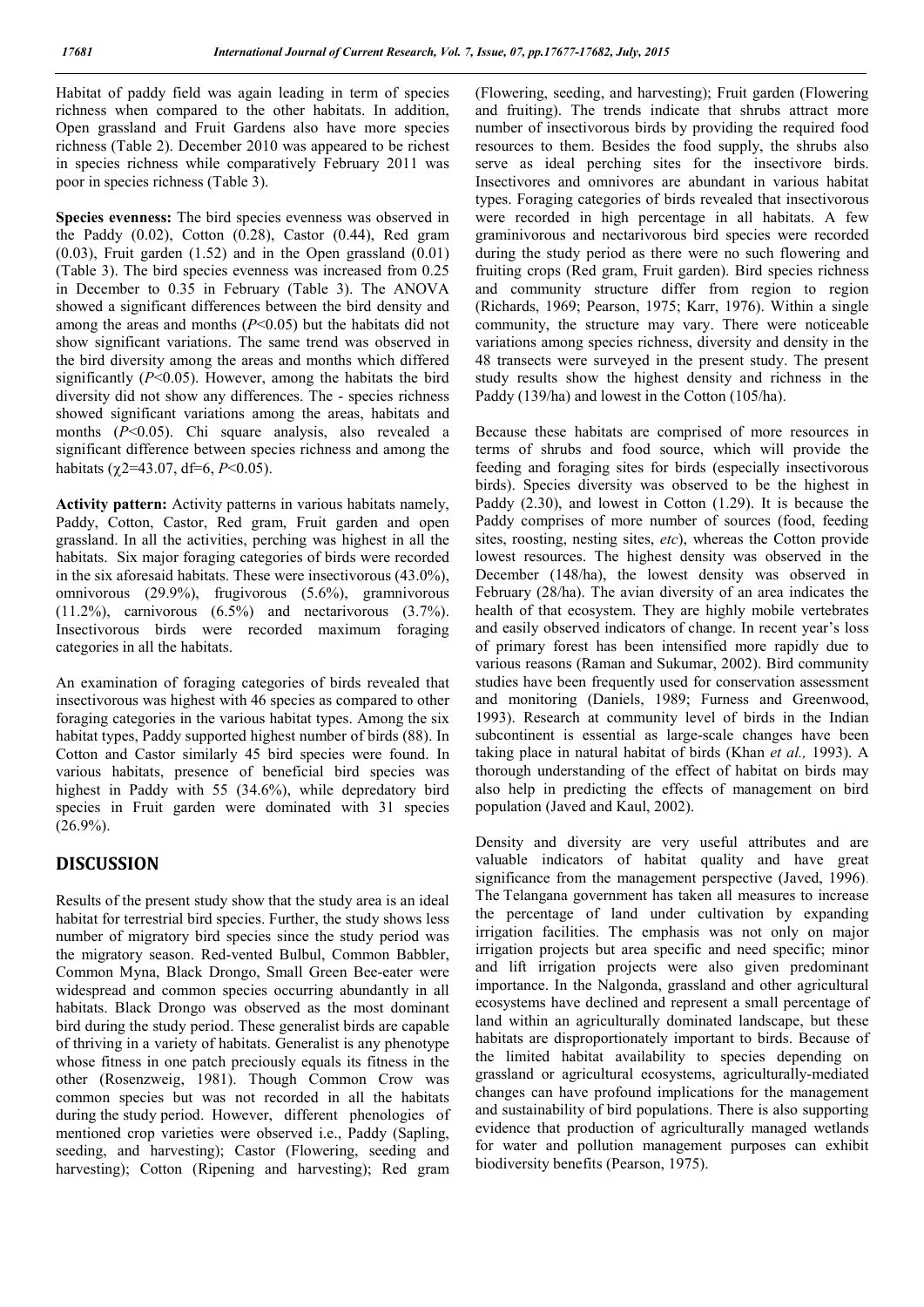Habitat of paddy field was again leading in term of species richness when compared to the other habitats. In addition, Open grassland and Fruit Gardens also have more species richness (Table 2). December 2010 was appeared to be richest in species richness while comparatively February 2011 was poor in species richness (Table 3).

**Species evenness:** The bird species evenness was observed in the Paddy (0.02), Cotton (0.28), Castor (0.44), Red gram (0.03), Fruit garden (1.52) and in the Open grassland (0.01) (Table 3). The bird species evenness was increased from 0.25 in December to 0.35 in February (Table 3). The ANOVA showed a significant differences between the bird density and among the areas and months ($P<0.05$) but the habitats did not show significant variations. The same trend was observed in the bird diversity among the areas and months which differed significantly ($P<0.05$). However, among the habitats the bird diversity did not show any differences. The - species richness showed significant variations among the areas, habitats and months ($P<0.05$). Chi square analysis, also revealed a significant difference between species richness and among the habitats ($\chi 2=43.07$, df=6, $P<0.05$).

**Activity pattern:** Activity patterns in various habitats namely, Paddy, Cotton, Castor, Red gram, Fruit garden and open grassland. In all the activities, perching was highest in all the habitats. Six major foraging categories of birds were recorded in the six aforesaid habitats. These were insectivorous (43.0%), omnivorous (29.9%), frugivorous (5.6%), gramnivorous (11.2%), carnivorous (6.5%) and nectarivorous (3.7%). Insectivorous birds were recorded maximum foraging categories in all the habitats.

An examination of foraging categories of birds revealed that insectivorous was highest with 46 species as compared to other foraging categories in the various habitat types. Among the six habitat types, Paddy supported highest number of birds (88). In Cotton and Castor similarly 45 bird species were found. In various habitats, presence of beneficial bird species was highest in Paddy with 55 (34.6%), while depredatory bird species in Fruit garden were dominated with 31 species (26.9%).

## DISCUSSION

Results of the present study show that the study area is an ideal habitat for terrestrial bird species. Further, the study shows less number of migratory bird species since the study period was the migratory season. Red-vented Bulbul, Common Babbler, Common Myna, Black Drongo, Small Green Bee-eater were widespread and common species occurring abundantly in all habitats. Black Drongo was observed as the most dominant bird during the study period. These generalist birds are capable of thriving in a variety of habitats. Generalist is any phenotype whose fitness in one patch preciously equals its fitness in the other (Rosenzweig, 1981). Though Common Crow was common species but was not recorded in all the habitats during the study period. However, different phenologies of mentioned crop varieties were observed i.e., Paddy (Sapling, seeding, and harvesting); Castor (Flowering, seeding and harvesting); Cotton (Ripening and harvesting); Red gram (Flowering, seeding, and harvesting); Fruit garden (Flowering and fruiting). The trends indicate that shrubs attract more number of insectivorous birds by providing the required food resources to them. Besides the food supply, the shrubs also serve as ideal perching sites for the insectivore birds. Insectivores and omnivores are abundant in various habitat types. Foraging categories of birds revealed that insectivorous were recorded in high percentage in all habitats. A few graminivorous and nectarivorous bird species were recorded during the study period as there were no such flowering and fruiting crops (Red gram, Fruit garden). Bird species richness and community structure differ from region to region (Richards, 1969; Pearson, 1975; Karr, 1976). Within a single community, the structure may vary. There were noticeable variations among species richness, diversity and density in the 48 transects were surveyed in the present study. The present study results show the highest density and richness in the Paddy (139/ha) and lowest in the Cotton (105/ha).

Because these habitats are comprised of more resources in terms of shrubs and food source, which will provide the feeding and foraging sites for birds (especially insectivorous birds). Species diversity was observed to be the highest in Paddy (2.30), and lowest in Cotton (1.29). It is because the Paddy comprises of more number of sources (food, feeding sites, roosting, nesting sites, *etc*), whereas the Cotton provide lowest resources. The highest density was observed in the December (148/ha), the lowest density was observed in February (28/ha). The avian diversity of an area indicates the health of that ecosystem. They are highly mobile vertebrates and easily observed indicators of change. In recent year's loss of primary forest has been intensified more rapidly due to various reasons (Raman and Sukumar, 2002). Bird community studies have been frequently used for conservation assessment and monitoring (Daniels, 1989; Furness and Greenwood, 1993). Research at community level of birds in the Indian subcontinent is essential as large-scale changes have been taking place in natural habitat of birds (Khan *et al.,* 1993). A thorough understanding of the effect of habitat on birds may also help in predicting the effects of management on bird population (Javed and Kaul, 2002).

Density and diversity are very useful attributes and are valuable indicators of habitat quality and have great significance from the management perspective (Javed, 1996). The Telangana government has taken all measures to increase the percentage of land under cultivation by expanding irrigation facilities. The emphasis was not only on major irrigation projects but area specific and need specific; minor and lift irrigation projects were also given predominant importance. In the Nalgonda, grassland and other agricultural ecosystems have declined and represent a small percentage of land within an agriculturally dominated landscape, but these habitats are disproportionately important to birds. Because of the limited habitat availability to species depending on grassland or agricultural ecosystems, agriculturally-mediated changes can have profound implications for the management and sustainability of bird populations. There is also supporting evidence that production of agriculturally managed wetlands for water and pollution management purposes can exhibit biodiversity benefits (Pearson, 1975).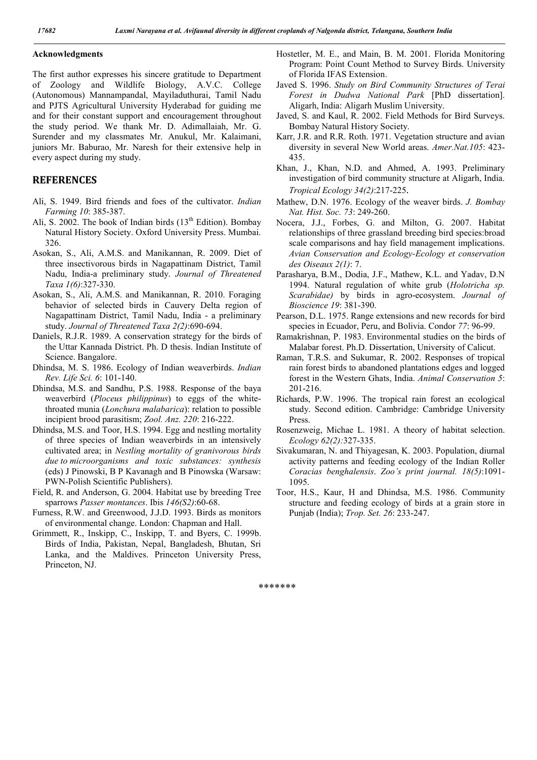### Acknowledgments

The first author expresses his sincere gratitude to Department of Zoology and Wildlife Biology, A.V.C. College (Autonomous) Mannampandal, Mayiladuthurai, Tamil Nadu and PJTS Agricultural University Hyderabad for guiding me and for their constant support and encouragement throughout the study period. We thank Mr. D. Adimallaiah, Mr. G. Surender and my classmates Mr. Anukul, Mr. Kalaimani, juniors Mr. Baburao, Mr. Naresh for their extensive help in every aspect during my study.

## REFERENCES

- Ali, S. 1949. Bird friends and foes of the cultivator. *Indian Farming 10*: 385-387.
- Ali, S. 2002. The book of Indian birds (13th Edition). Bombay Natural History Society. Oxford University Press. Mumbai. 326.
- Asokan, S., Ali, A.M.S. and Manikannan, R. 2009. Diet of three insectivorous birds in Nagapattinam District, Tamil Nadu, India-a preliminary study. *Journal of Threatened Taxa 1(6)*:327-330.
- Asokan, S., Ali, A.M.S. and Manikannan, R. 2010. Foraging behavior of selected birds in Cauvery Delta region of Nagapattinam District, Tamil Nadu, India - a preliminary study. *Journal of Threatened Taxa 2(2)*:690-694.
- Daniels, R.J.R. 1989. A conservation strategy for the birds of the Uttar Kannada District. Ph. D thesis. Indian Institute of Science. Bangalore.
- Dhindsa, M. S. 1986. Ecology of Indian weaverbirds. *Indian Rev. Life Sci. 6*: 101-140.
- Dhindsa, M.S. and Sandhu, P.S. 1988. Response of the baya weaverbird (*Ploceus philippinus*) to eggs of the white-throated munia (*Lonchura malabarica*): relation to possible incipient brood parasitism; *Zool. Anz. 220*: 216-222.
- Dhindsa, M.S. and Toor, H.S. 1994. Egg and nestling mortality of three species of Indian weaverbirds in an intensively cultivated area; in *Nestling mortality of granivorous birds due to microorganisms and toxic substances: synthesis* (eds) J Pinowski, B P Kavanagh and B Pinowska (Warsaw: PWN-Polish Scientific Publishers).
- Field, R. and Anderson, G. 2004. Habitat use by breeding Tree sparrows *Passer montances*. Ibis *146(S2)*:60-68.
- Furness, R.W. and Greenwood, J.J.D. 1993. Birds as monitors of environmental change. London: Chapman and Hall.
- Grimmett, R., Inskipp, C., Inskipp, T. and Byers, C. 1999b. Birds of India, Pakistan, Nepal, Bangladesh, Bhutan, Sri Lanka, and the Maldives. Princeton University Press, Princeton, NJ.
- Hostetler, M. E., and Main, B. M. 2001. Florida Monitoring Program: Point Count Method to Survey Birds. University of Florida IFAS Extension.
- Javed S. 1996. *Study on Bird Community Structures of Terai Forest in Dudwa National Park* [PhD dissertation]. Aligarh, India: Aligarh Muslim University.
- Javed, S. and Kaul, R. 2002. Field Methods for Bird Surveys. Bombay Natural History Society.
- Karr, J.R. and R.R. Roth. 1971. Vegetation structure and avian diversity in several New World areas. *Amer.Nat.105*: 423-435.
- Khan, J., Khan, N.D. and Ahmed, A. 1993. Preliminary investigation of bird community structure at Aligarh, India. *Tropical Ecology 34(2)*:217-225.
- Mathew, D.N. 1976. Ecology of the weaver birds. *J. Bombay Nat. Hist. Soc. 73*: 249-260.
- Nocera, J.J., Forbes, G. and Milton, G. 2007. Habitat relationships of three grassland breeding bird species:broad scale comparisons and hay field management implications. *Avian Conservation and Ecology-Ecology et conservation des Oiseaux 2(1)*: 7.
- Parasharya, B.M., Dodia, J.F., Mathew, K.L. and Yadav, D.N 1994. Natural regulation of white grub (*Holotricha sp. Scarabidae)* by birds in agro-ecosystem. *Journal of Bioscience 19*: 381-390.
- Pearson, D.L. 1975. Range extensions and new records for bird species in Ecuador, Peru, and Bolivia. Condor *77*: 96-99.
- Ramakrishnan, P. 1983. Environmental studies on the birds of Malabar forest. Ph.D. Dissertation, University of Calicut.
- Raman, T.R.S. and Sukumar, R. 2002. Responses of tropical rain forest birds to abandoned plantations edges and logged forest in the Western Ghats, India. *Animal Conservation 5*: 201-216.
- Richards, P.W. 1996. The tropical rain forest an ecological study. Second edition. Cambridge: Cambridge University Press.
- Rosenzweig, Michae L. 1981. A theory of habitat selection. *Ecology 62(2):*327-335.
- Sivakumaran, N. and Thiyagesan, K. 2003. Population, diurnal activity patterns and feeding ecology of the Indian Roller *Coracias benghalensis*. *Zoo's print journal. 18(5)*:1091-1095.
- Toor, H.S., Kaur, H and Dhindsa, M.S. 1986. Community structure and feeding ecology of birds at a grain store in Punjab (India); *Trop. Set. 26*: 233-247.

\*\*\*\*\*\*\*